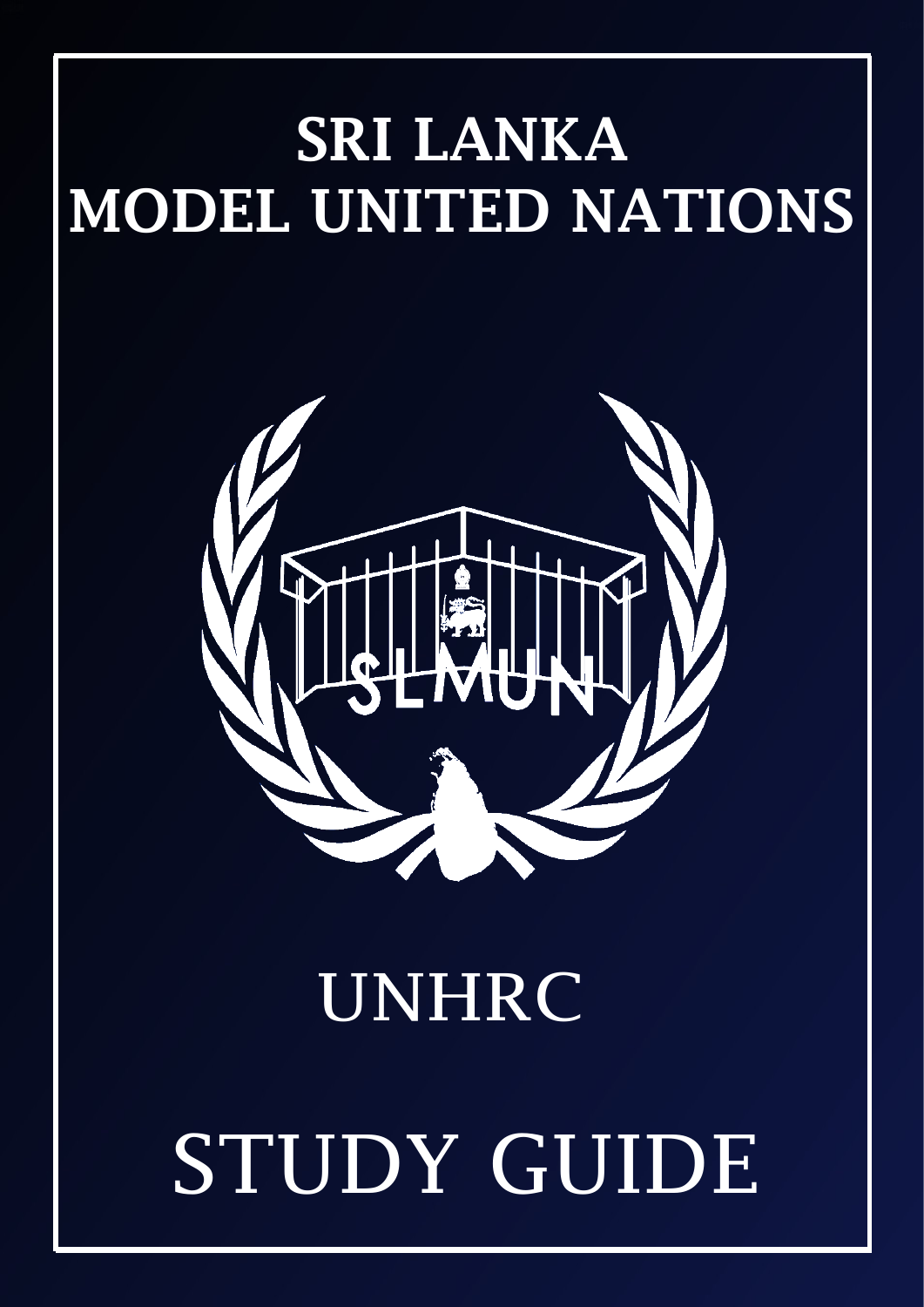# SRI LANKA MODEL UNITED NATIONS

SLMUN

## UNHRC

# STUDY GUIDE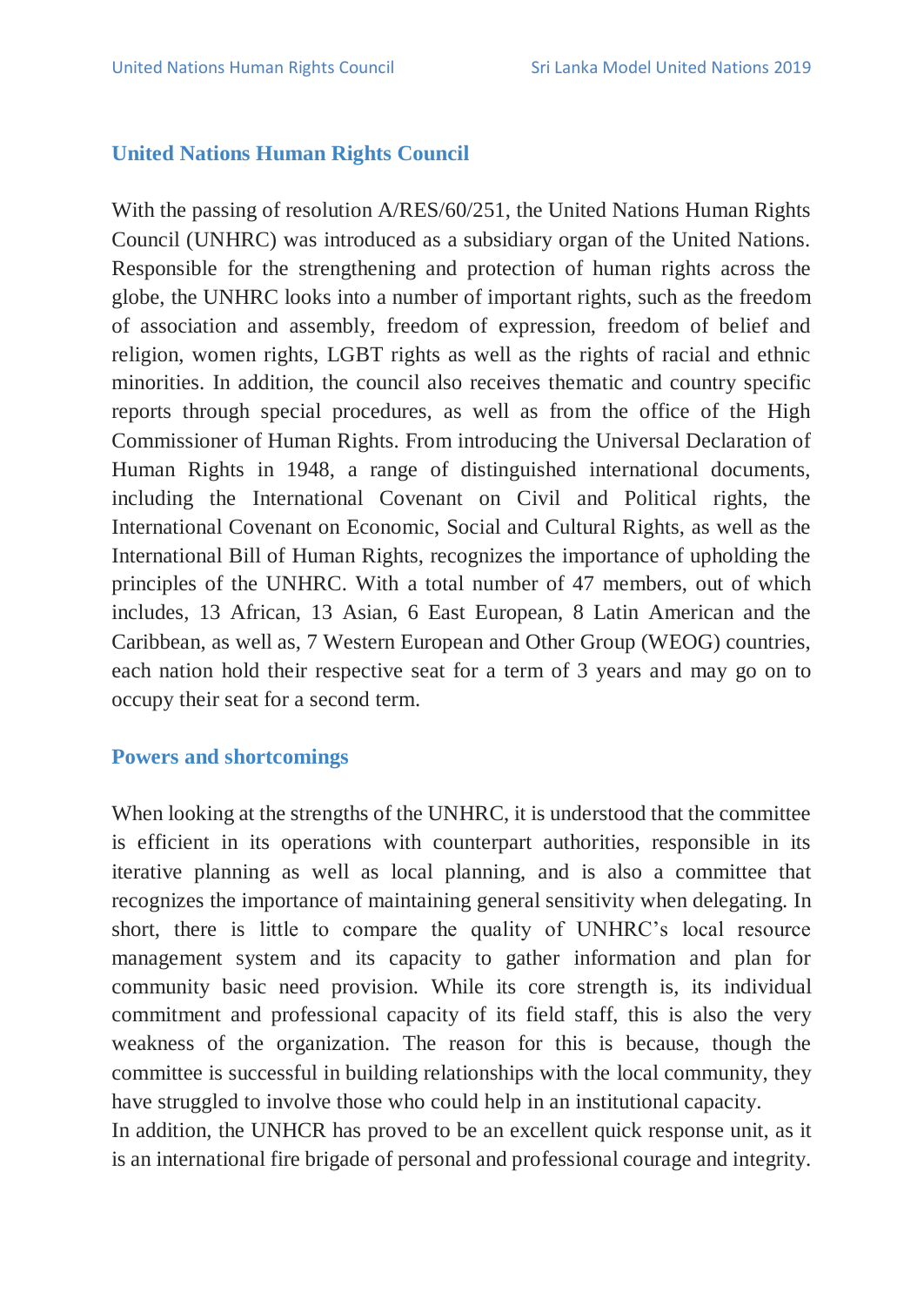## United Nations Human Rights Council

With the passing of resolution A/RES/60/251, the United Nations Human Rights Council (UNHRC) was introduced as a subsidiary organ of the United Nations. Responsible for the strengthening and protection of human rights across the globe, the UNHRC looks into a number of important rights, such as the freedom of association and assembly, freedom of expression, freedom of belief and religion, women rights, LGBT rights as well as the rights of racial and ethnic minorities. In addition, the council also receives thematic and country specific reports through special procedures, as well as from the office of the High Commissioner of Human Rights. From introducing the Universal Declaration of Human Rights in 1948, a range of distinguished international documents, including the International Covenant on Civil and Political rights, the International Covenant on Economic, Social and Cultural Rights, as well as the International Bill of Human Rights, recognizes the importance of upholding the principles of the UNHRC. With a total number of 47 members, out of which includes, 13 African, 13 Asian, 6 East European, 8 Latin American and the Caribbean, as well as, 7 Western European and Other Group (WEOG) countries, each nation hold their respective seat for a term of 3 years and may go on to occupy their seat for a second term.

## Powers and shortcomings

When looking at the strengths of the UNHRC, it is understood that the committee is efficient in its operations with counterpart authorities, responsible in its iterative planning as well as local planning, and is also a committee that recognizes the importance of maintaining general sensitivity when delegating. In short, there is little to compare the quality of UNHRC's local resource management system and its capacity to gather information and plan for community basic need provision. While its core strength is, its individual commitment and professional capacity of its field staff, this is also the very weakness of the organization. The reason for this is because, though the committee is successful in building relationships with the local community, they have struggled to involve those who could help in an institutional capacity.
In addition, the UNHCR has proved to be an excellent quick response unit, as it is an international fire brigade of personal and professional courage and integrity.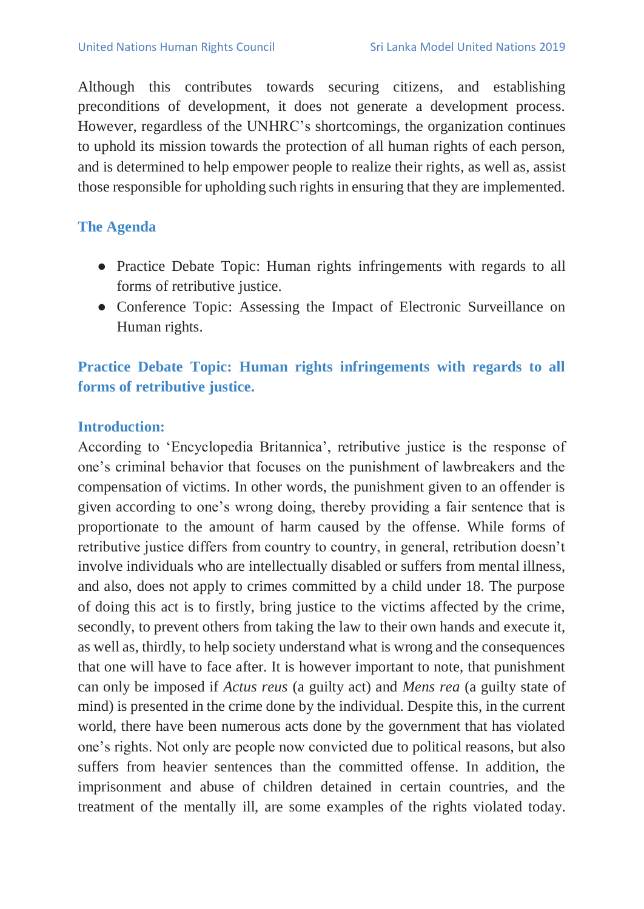Although this contributes towards securing citizens, and establishing preconditions of development, it does not generate a development process. However, regardless of the UNHRC's shortcomings, the organization continues to uphold its mission towards the protection of all human rights of each person, and is determined to help empower people to realize their rights, as well as, assist those responsible for upholding such rights in ensuring that they are implemented.

## The Agenda

- Practice Debate Topic: Human rights infringements with regards to all forms of retributive justice.
- Conference Topic: Assessing the Impact of Electronic Surveillance on Human rights.

## Practice Debate Topic: Human rights infringements with regards to all forms of retributive justice.

### Introduction:

According to 'Encyclopedia Britannica', retributive justice is the response of one's criminal behavior that focuses on the punishment of lawbreakers and the compensation of victims. In other words, the punishment given to an offender is given according to one's wrong doing, thereby providing a fair sentence that is proportionate to the amount of harm caused by the offense. While forms of retributive justice differs from country to country, in general, retribution doesn't involve individuals who are intellectually disabled or suffers from mental illness, and also, does not apply to crimes committed by a child under 18. The purpose of doing this act is to firstly, bring justice to the victims affected by the crime, secondly, to prevent others from taking the law to their own hands and execute it, as well as, thirdly, to help society understand what is wrong and the consequences that one will have to face after. It is however important to note, that punishment can only be imposed if *Actus reus* (a guilty act) and *Mens rea* (a guilty state of mind) is presented in the crime done by the individual. Despite this, in the current world, there have been numerous acts done by the government that has violated one's rights. Not only are people now convicted due to political reasons, but also suffers from heavier sentences than the committed offense. In addition, the imprisonment and abuse of children detained in certain countries, and the treatment of the mentally ill, are some examples of the rights violated today.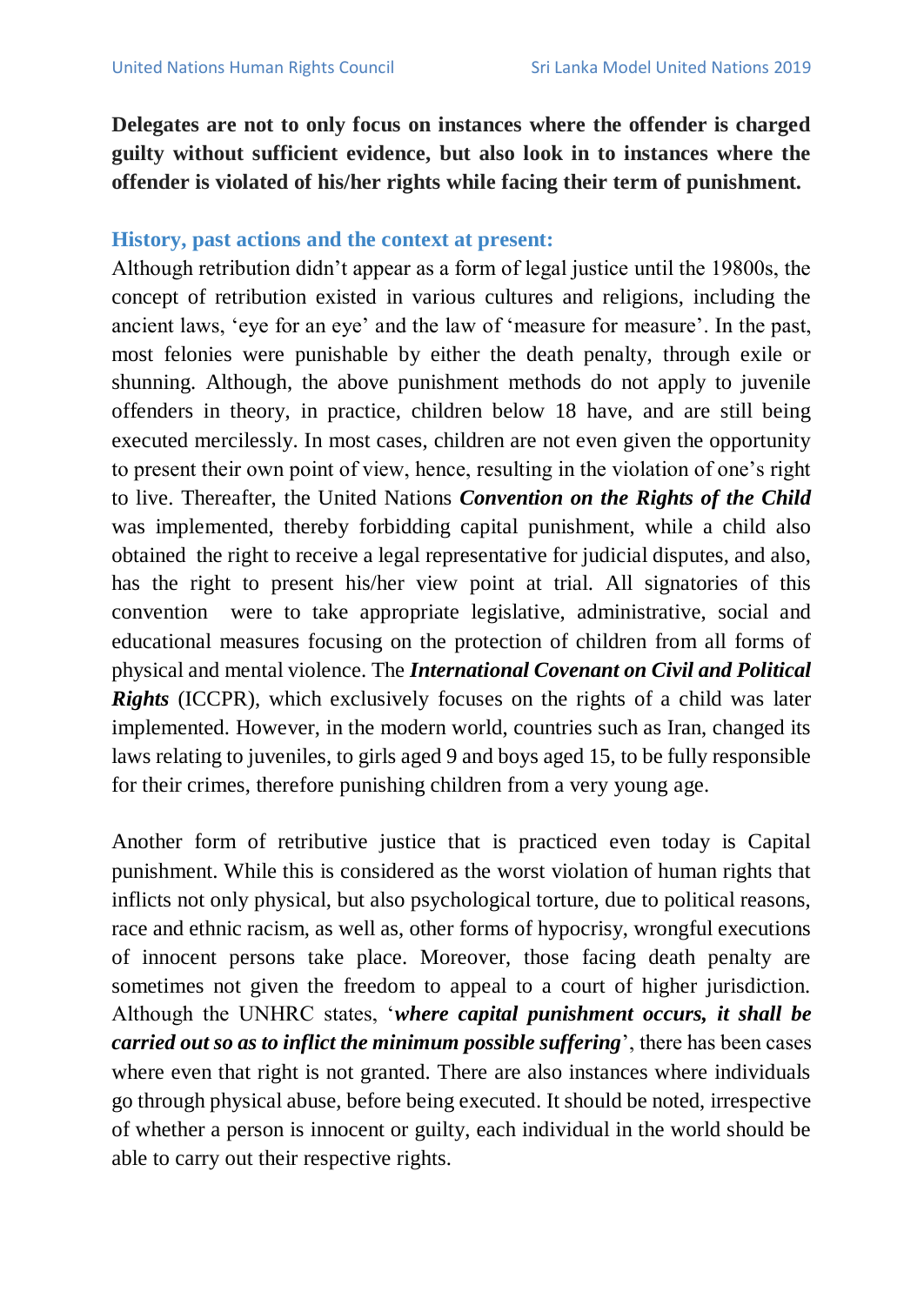**Delegates are not to only focus on instances where the offender is charged guilty without sufficient evidence, but also look in to instances where the offender is violated of his/her rights while facing their term of punishment.**

## History, past actions and the context at present:

Although retribution didn't appear as a form of legal justice until the 19800s, the concept of retribution existed in various cultures and religions, including the ancient laws, 'eye for an eye' and the law of 'measure for measure'. In the past, most felonies were punishable by either the death penalty, through exile or shunning. Although, the above punishment methods do not apply to juvenile offenders in theory, in practice, children below 18 have, and are still being executed mercilessly. In most cases, children are not even given the opportunity to present their own point of view, hence, resulting in the violation of one's right to live. Thereafter, the United Nations ***Convention on the Rights of the Child*** was implemented, thereby forbidding capital punishment, while a child also obtained the right to receive a legal representative for judicial disputes, and also, has the right to present his/her view point at trial. All signatories of this convention were to take appropriate legislative, administrative, social and educational measures focusing on the protection of children from all forms of physical and mental violence. The ***International Covenant on Civil and Political Rights*** (ICCPR), which exclusively focuses on the rights of a child was later implemented. However, in the modern world, countries such as Iran, changed its laws relating to juveniles, to girls aged 9 and boys aged 15, to be fully responsible for their crimes, therefore punishing children from a very young age.

Another form of retributive justice that is practiced even today is Capital punishment. While this is considered as the worst violation of human rights that inflicts not only physical, but also psychological torture, due to political reasons, race and ethnic racism, as well as, other forms of hypocrisy, wrongful executions of innocent persons take place. Moreover, those facing death penalty are sometimes not given the freedom to appeal to a court of higher jurisdiction. Although the UNHRC states, '***where capital punishment occurs, it shall be carried out so as to inflict the minimum possible suffering***', there has been cases where even that right is not granted. There are also instances where individuals go through physical abuse, before being executed. It should be noted, irrespective of whether a person is innocent or guilty, each individual in the world should be able to carry out their respective rights.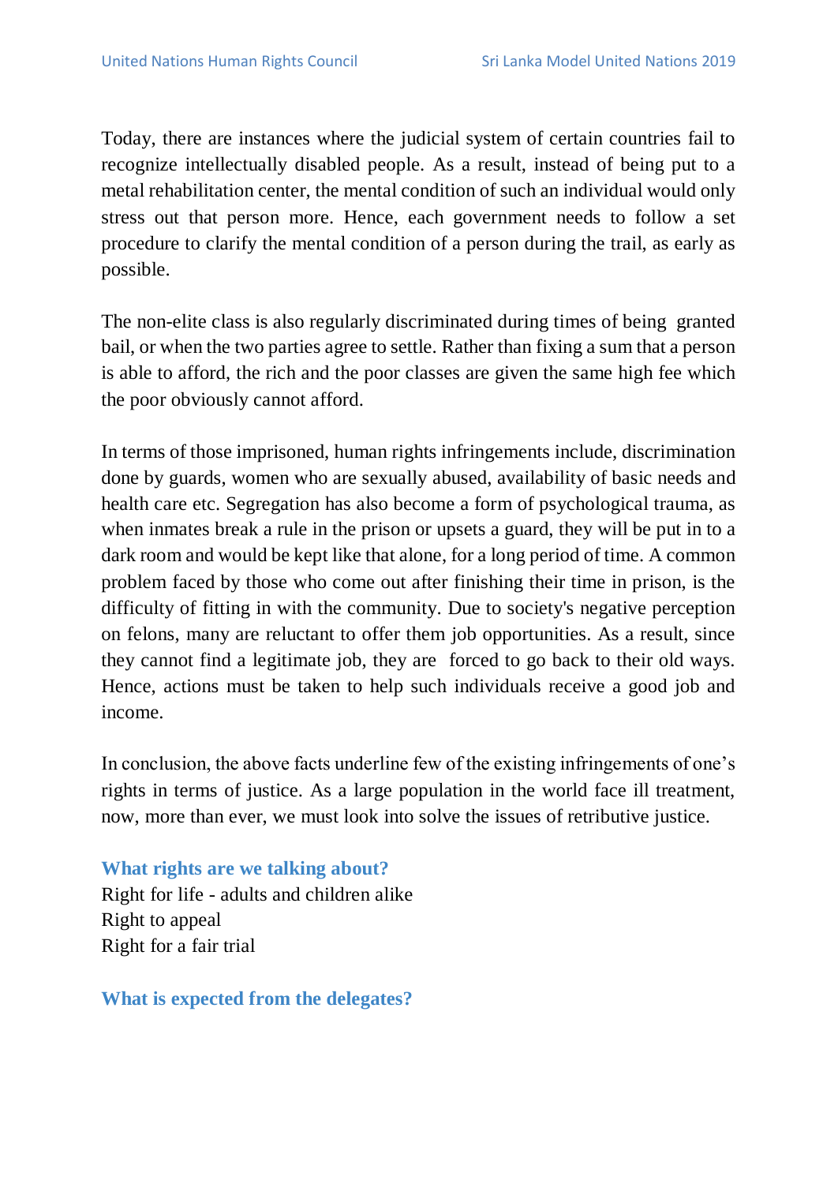Today, there are instances where the judicial system of certain countries fail to recognize intellectually disabled people. As a result, instead of being put to a metal rehabilitation center, the mental condition of such an individual would only stress out that person more. Hence, each government needs to follow a set procedure to clarify the mental condition of a person during the trail, as early as possible.

The non-elite class is also regularly discriminated during times of being granted bail, or when the two parties agree to settle. Rather than fixing a sum that a person is able to afford, the rich and the poor classes are given the same high fee which the poor obviously cannot afford.

In terms of those imprisoned, human rights infringements include, discrimination done by guards, women who are sexually abused, availability of basic needs and health care etc. Segregation has also become a form of psychological trauma, as when inmates break a rule in the prison or upsets a guard, they will be put in to a dark room and would be kept like that alone, for a long period of time. A common problem faced by those who come out after finishing their time in prison, is the difficulty of fitting in with the community. Due to society's negative perception on felons, many are reluctant to offer them job opportunities. As a result, since they cannot find a legitimate job, they are forced to go back to their old ways. Hence, actions must be taken to help such individuals receive a good job and income.

In conclusion, the above facts underline few of the existing infringements of one's rights in terms of justice. As a large population in the world face ill treatment, now, more than ever, we must look into solve the issues of retributive justice.

### What rights are we talking about?

Right for life - adults and children alike
Right to appeal
Right for a fair trial

### What is expected from the delegates?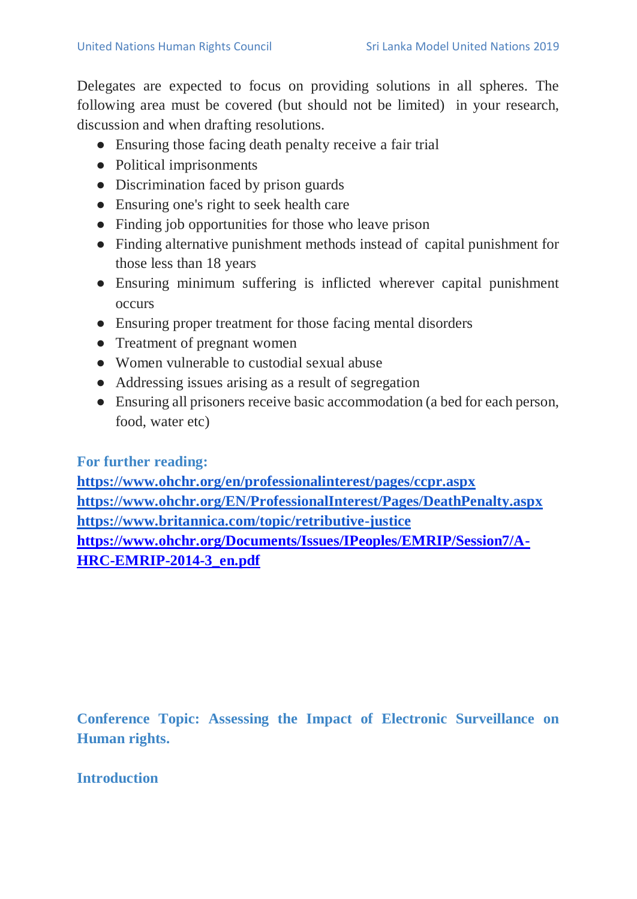Delegates are expected to focus on providing solutions in all spheres. The following area must be covered (but should not be limited) in your research, discussion and when drafting resolutions.

- Ensuring those facing death penalty receive a fair trial
- Political imprisonments
- Discrimination faced by prison guards
- Ensuring one's right to seek health care
- Finding job opportunities for those who leave prison
- Finding alternative punishment methods instead of capital punishment for those less than 18 years
- Ensuring minimum suffering is inflicted wherever capital punishment occurs
- Ensuring proper treatment for those facing mental disorders
- Treatment of pregnant women
- Women vulnerable to custodial sexual abuse
- Addressing issues arising as a result of segregation
- Ensuring all prisoners receive basic accommodation (a bed for each person, food, water etc)

**For further reading:**

**https://www.ohchr.org/en/professionalinterest/pages/ccpr.aspx**
**https://www.ohchr.org/EN/ProfessionalInterest/Pages/DeathPenalty.aspx**
**https://www.britannica.com/topic/retributive-justice**
**https://www.ohchr.org/Documents/Issues/IPeoples/EMRIP/Session7/A-HRC-EMRIP-2014-3_en.pdf**

## Conference Topic: Assessing the Impact of Electronic Surveillance on Human rights.

### Introduction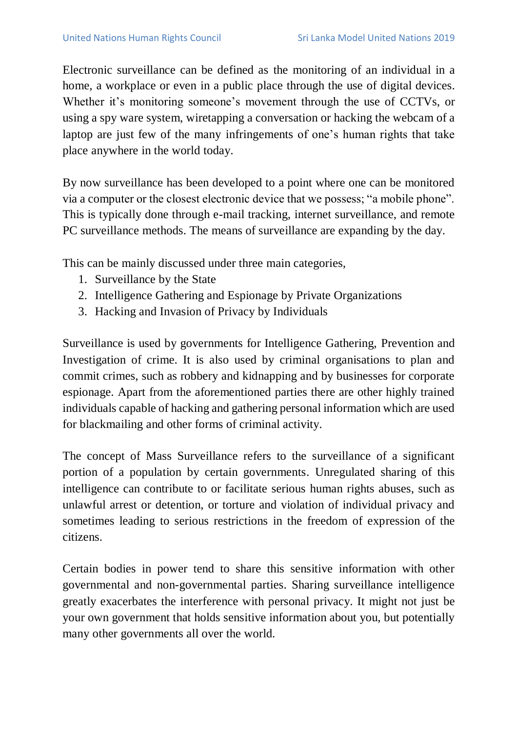Electronic surveillance can be defined as the monitoring of an individual in a home, a workplace or even in a public place through the use of digital devices. Whether it's monitoring someone's movement through the use of CCTVs, or using a spy ware system, wiretapping a conversation or hacking the webcam of a laptop are just few of the many infringements of one's human rights that take place anywhere in the world today.

By now surveillance has been developed to a point where one can be monitored via a computer or the closest electronic device that we possess; "a mobile phone". This is typically done through e-mail tracking, internet surveillance, and remote PC surveillance methods. The means of surveillance are expanding by the day.

This can be mainly discussed under three main categories,

1. Surveillance by the State
2. Intelligence Gathering and Espionage by Private Organizations
3. Hacking and Invasion of Privacy by Individuals

Surveillance is used by governments for Intelligence Gathering, Prevention and Investigation of crime. It is also used by criminal organisations to plan and commit crimes, such as robbery and kidnapping and by businesses for corporate espionage. Apart from the aforementioned parties there are other highly trained individuals capable of hacking and gathering personal information which are used for blackmailing and other forms of criminal activity.

The concept of Mass Surveillance refers to the surveillance of a significant portion of a population by certain governments. Unregulated sharing of this intelligence can contribute to or facilitate serious human rights abuses, such as unlawful arrest or detention, or torture and violation of individual privacy and sometimes leading to serious restrictions in the freedom of expression of the citizens.

Certain bodies in power tend to share this sensitive information with other governmental and non-governmental parties. Sharing surveillance intelligence greatly exacerbates the interference with personal privacy. It might not just be your own government that holds sensitive information about you, but potentially many other governments all over the world.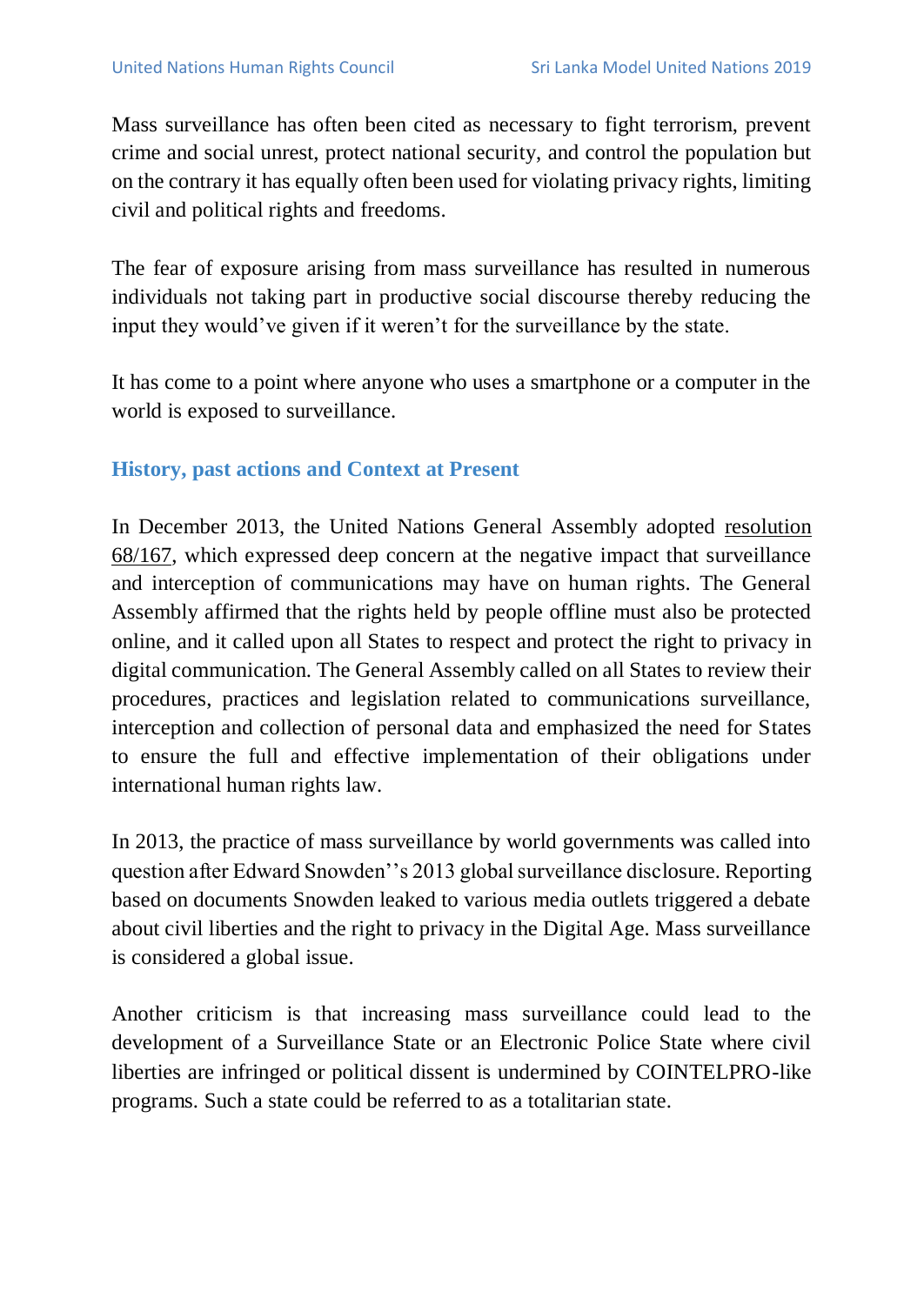Mass surveillance has often been cited as necessary to fight terrorism, prevent crime and social unrest, protect national security, and control the population but on the contrary it has equally often been used for violating privacy rights, limiting civil and political rights and freedoms.

The fear of exposure arising from mass surveillance has resulted in numerous individuals not taking part in productive social discourse thereby reducing the input they would've given if it weren't for the surveillance by the state.

It has come to a point where anyone who uses a smartphone or a computer in the world is exposed to surveillance.

## History, past actions and Context at Present

In December 2013, the United Nations General Assembly adopted resolution 68/167, which expressed deep concern at the negative impact that surveillance and interception of communications may have on human rights. The General Assembly affirmed that the rights held by people offline must also be protected online, and it called upon all States to respect and protect the right to privacy in digital communication. The General Assembly called on all States to review their procedures, practices and legislation related to communications surveillance, interception and collection of personal data and emphasized the need for States to ensure the full and effective implementation of their obligations under international human rights law.

In 2013, the practice of mass surveillance by world governments was called into question after Edward Snowden''s 2013 global surveillance disclosure. Reporting based on documents Snowden leaked to various media outlets triggered a debate about civil liberties and the right to privacy in the Digital Age. Mass surveillance is considered a global issue.

Another criticism is that increasing mass surveillance could lead to the development of a Surveillance State or an Electronic Police State where civil liberties are infringed or political dissent is undermined by COINTELPRO-like programs. Such a state could be referred to as a totalitarian state.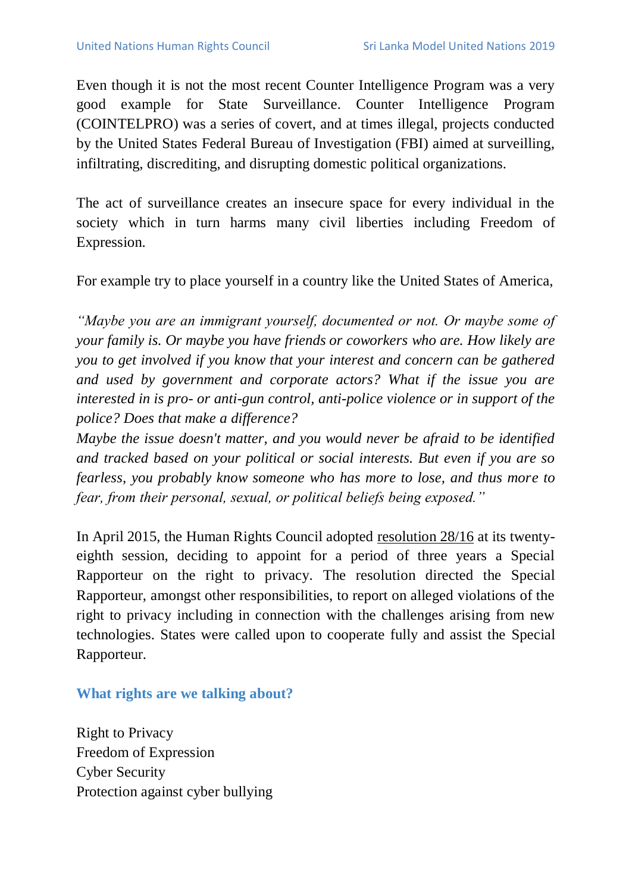Even though it is not the most recent Counter Intelligence Program was a very good example for State Surveillance. Counter Intelligence Program (COINTELPRO) was a series of covert, and at times illegal, projects conducted by the United States Federal Bureau of Investigation (FBI) aimed at surveilling, infiltrating, discrediting, and disrupting domestic political organizations.

The act of surveillance creates an insecure space for every individual in the society which in turn harms many civil liberties including Freedom of Expression.

For example try to place yourself in a country like the United States of America,

*"Maybe you are an immigrant yourself, documented or not. Or maybe some of your family is. Or maybe you have friends or coworkers who are. How likely are you to get involved if you know that your interest and concern can be gathered and used by government and corporate actors? What if the issue you are interested in is pro- or anti-gun control, anti-police violence or in support of the police? Does that make a difference?*
*Maybe the issue doesn't matter, and you would never be afraid to be identified and tracked based on your political or social interests. But even if you are so fearless, you probably know someone who has more to lose, and thus more to fear, from their personal, sexual, or political beliefs being exposed."*

In April 2015, the Human Rights Council adopted resolution 28/16 at its twenty-eighth session, deciding to appoint for a period of three years a Special Rapporteur on the right to privacy. The resolution directed the Special Rapporteur, amongst other responsibilities, to report on alleged violations of the right to privacy including in connection with the challenges arising from new technologies. States were called upon to cooperate fully and assist the Special Rapporteur.

### What rights are we talking about?

Right to Privacy
Freedom of Expression
Cyber Security
Protection against cyber bullying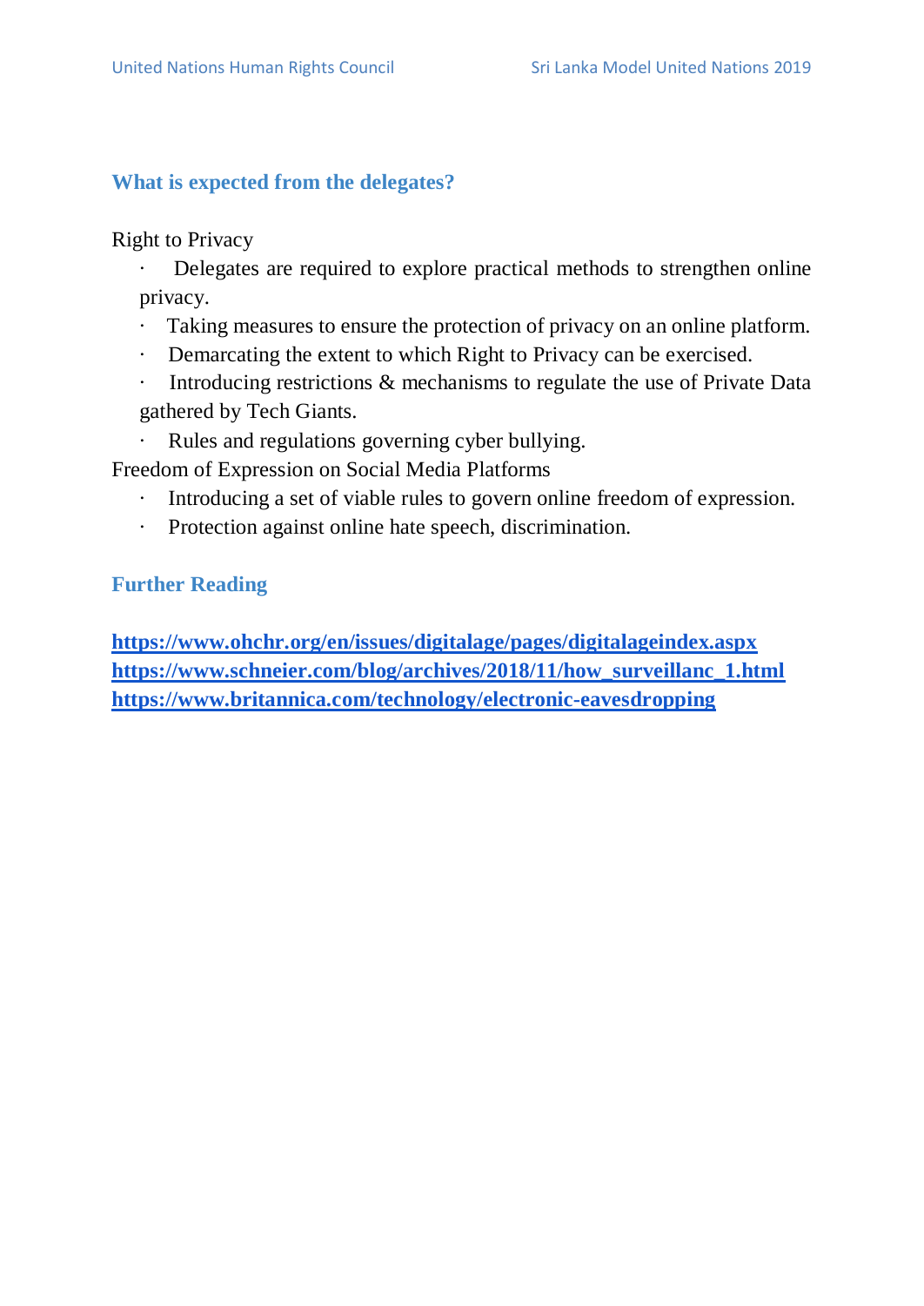## What is expected from the delegates?

Right to Privacy

- Delegates are required to explore practical methods to strengthen online privacy.
- Taking measures to ensure the protection of privacy on an online platform.
- Demarcating the extent to which Right to Privacy can be exercised.
- Introducing restrictions & mechanisms to regulate the use of Private Data gathered by Tech Giants.
- Rules and regulations governing cyber bullying.

Freedom of Expression on Social Media Platforms

- Introducing a set of viable rules to govern online freedom of expression.
- Protection against online hate speech, discrimination.

## Further Reading

**https://www.ohchr.org/en/issues/digitalage/pages/digitalageindex.aspx**
**https://www.schneier.com/blog/archives/2018/11/how_surveillanc_1.html**
**https://www.britannica.com/technology/electronic-eavesdropping**